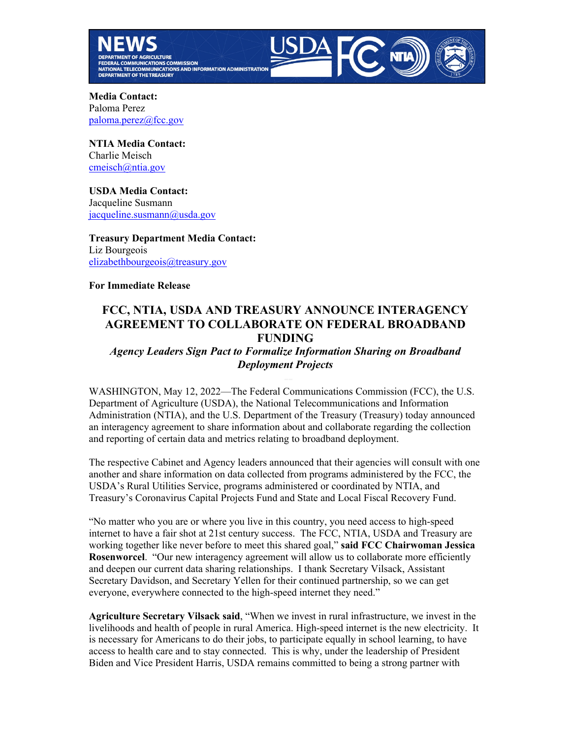**NEWS**
DEPARTMENT OF AGRICULTURE
FEDERAL COMMUNICATIONS COMMISSION
NATIONAL TELECOMMUNICATIONS AND INFORMATION ADMINISTRATION
DEPARTMENT OF THE TREASURY

**Media Contact:**
Paloma Perez
paloma.perez@fcc.gov

**NTIA Media Contact:**
Charlie Meisch
cmeisch@ntia.gov

**USDA Media Contact:**
Jacqueline Susmann
jacqueline.susmann@usda.gov

**Treasury Department Media Contact:**
Liz Bourgeois
elizabethbourgeois@treasury.gov

**For Immediate Release**

# FCC, NTIA, USDA AND TREASURY ANNOUNCE INTERAGENCY AGREEMENT TO COLLABORATE ON FEDERAL BROADBAND FUNDING

*Agency Leaders Sign Pact to Formalize Information Sharing on Broadband Deployment Projects*

WASHINGTON, May 12, 2022—The Federal Communications Commission (FCC), the U.S. Department of Agriculture (USDA), the National Telecommunications and Information Administration (NTIA), and the U.S. Department of the Treasury (Treasury) today announced an interagency agreement to share information about and collaborate regarding the collection and reporting of certain data and metrics relating to broadband deployment.

The respective Cabinet and Agency leaders announced that their agencies will consult with one another and share information on data collected from programs administered by the FCC, the USDA's Rural Utilities Service, programs administered or coordinated by NTIA, and Treasury's Coronavirus Capital Projects Fund and State and Local Fiscal Recovery Fund.

"No matter who you are or where you live in this country, you need access to high-speed internet to have a fair shot at 21st century success. The FCC, NTIA, USDA and Treasury are working together like never before to meet this shared goal," **said FCC Chairwoman Jessica Rosenworcel**. "Our new interagency agreement will allow us to collaborate more efficiently and deepen our current data sharing relationships. I thank Secretary Vilsack, Assistant Secretary Davidson, and Secretary Yellen for their continued partnership, so we can get everyone, everywhere connected to the high-speed internet they need."

**Agriculture Secretary Vilsack said**, "When we invest in rural infrastructure, we invest in the livelihoods and health of people in rural America. High-speed internet is the new electricity. It is necessary for Americans to do their jobs, to participate equally in school learning, to have access to health care and to stay connected. This is why, under the leadership of President Biden and Vice President Harris, USDA remains committed to being a strong partner with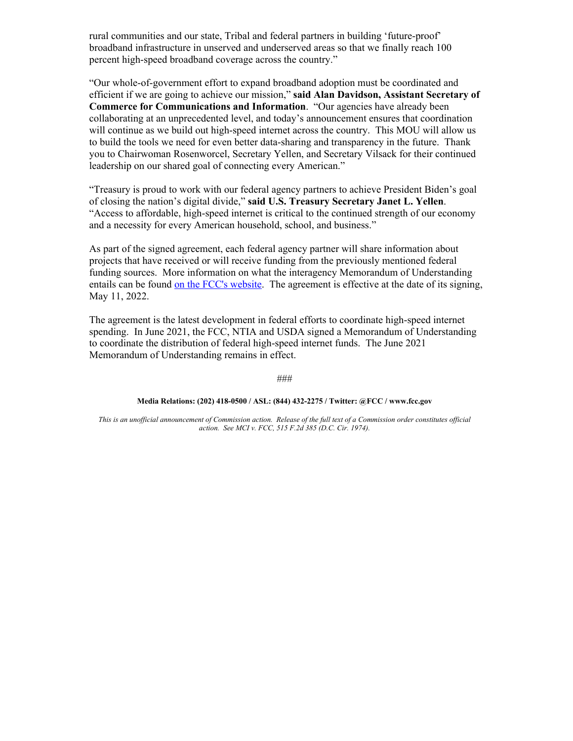rural communities and our state, Tribal and federal partners in building 'future-proof' broadband infrastructure in unserved and underserved areas so that we finally reach 100 percent high-speed broadband coverage across the country."

"Our whole-of-government effort to expand broadband adoption must be coordinated and efficient if we are going to achieve our mission," **said Alan Davidson, Assistant Secretary of Commerce for Communications and Information**. "Our agencies have already been collaborating at an unprecedented level, and today's announcement ensures that coordination will continue as we build out high-speed internet across the country. This MOU will allow us to build the tools we need for even better data-sharing and transparency in the future. Thank you to Chairwoman Rosenworcel, Secretary Yellen, and Secretary Vilsack for their continued leadership on our shared goal of connecting every American."

"Treasury is proud to work with our federal agency partners to achieve President Biden's goal of closing the nation's digital divide," **said U.S. Treasury Secretary Janet L. Yellen**. "Access to affordable, high-speed internet is critical to the continued strength of our economy and a necessity for every American household, school, and business."

As part of the signed agreement, each federal agency partner will share information about projects that have received or will receive funding from the previously mentioned federal funding sources. More information on what the interagency Memorandum of Understanding entails can be found on the FCC's website. The agreement is effective at the date of its signing, May 11, 2022.

The agreement is the latest development in federal efforts to coordinate high-speed internet spending. In June 2021, the FCC, NTIA and USDA signed a Memorandum of Understanding to coordinate the distribution of federal high-speed internet funds. The June 2021 Memorandum of Understanding remains in effect.

###

**Media Relations: (202) 418-0500 / ASL: (844) 432-2275 / Twitter: @FCC / www.fcc.gov**

*This is an unofficial announcement of Commission action. Release of the full text of a Commission order constitutes official action. See MCI v. FCC, 515 F.2d 385 (D.C. Cir. 1974).*